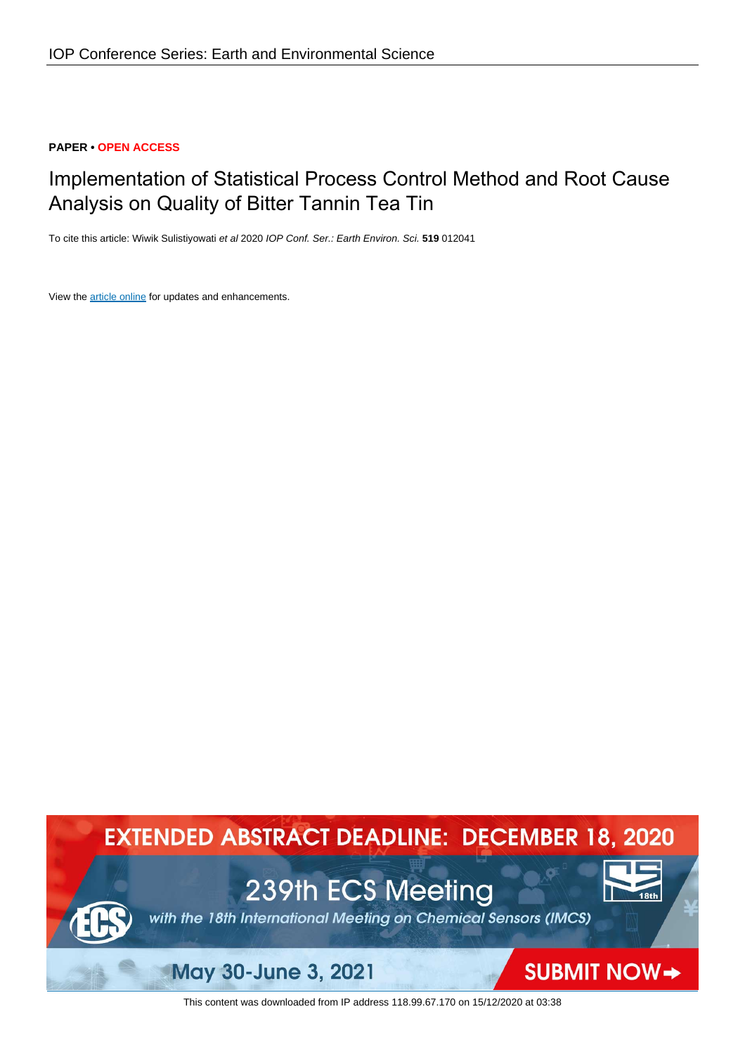**PAPER • OPEN ACCESS**

# Implementation of Statistical Process Control Method and Root Cause Analysis on Quality of Bitter Tannin Tea Tin

To cite this article: Wiwik Sulistiyowati *et al* 2020 *IOP Conf. Ser.: Earth Environ. Sci.* **519** 012041

View the article online for updates and enhancements.

This content was downloaded from IP address 118.99.67.170 on 15/12/2020 at 03:38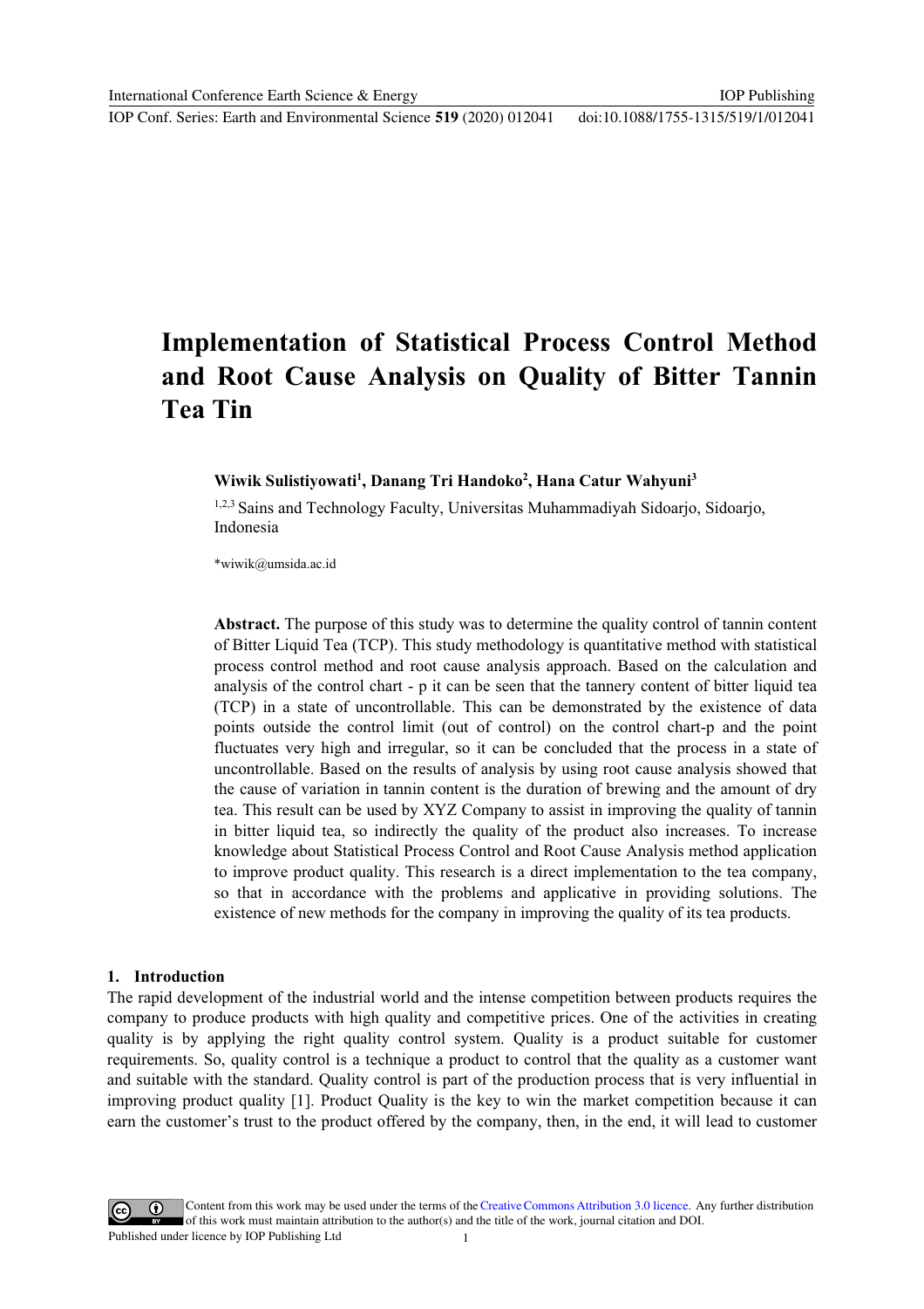# Implementation of Statistical Process Control Method and Root Cause Analysis on Quality of Bitter Tannin Tea Tin

**Wiwik Sulistiyowati[1], Danang Tri Handoko[2], Hana Catur Wahyuni[3]**

[1,2,3] Sains and Technology Faculty, Universitas Muhammadiyah Sidoarjo, Sidoarjo, Indonesia

*wiwik@umsida.ac.id

**Abstract.** The purpose of this study was to determine the quality control of tannin content of Bitter Liquid Tea (TCP). This study methodology is quantitative method with statistical process control method and root cause analysis approach. Based on the calculation and analysis of the control chart - p it can be seen that the tannery content of bitter liquid tea (TCP) in a state of uncontrollable. This can be demonstrated by the existence of data points outside the control limit (out of control) on the control chart-p and the point fluctuates very high and irregular, so it can be concluded that the process in a state of uncontrollable. Based on the results of analysis by using root cause analysis showed that the cause of variation in tannin content is the duration of brewing and the amount of dry tea. This result can be used by XYZ Company to assist in improving the quality of tannin in bitter liquid tea, so indirectly the quality of the product also increases. To increase knowledge about Statistical Process Control and Root Cause Analysis method application to improve product quality. This research is a direct implementation to the tea company, so that in accordance with the problems and applicative in providing solutions. The existence of new methods for the company in improving the quality of its tea products.

## 1. Introduction

The rapid development of the industrial world and the intense competition between products requires the company to produce products with high quality and competitive prices. One of the activities in creating quality is by applying the right quality control system. Quality is a product suitable for customer requirements. So, quality control is a technique a product to control that the quality as a customer want and suitable with the standard. Quality control is part of the production process that is very influential in improving product quality [1]. Product Quality is the key to win the market competition because it can earn the customer's trust to the product offered by the company, then, in the end, it will lead to customer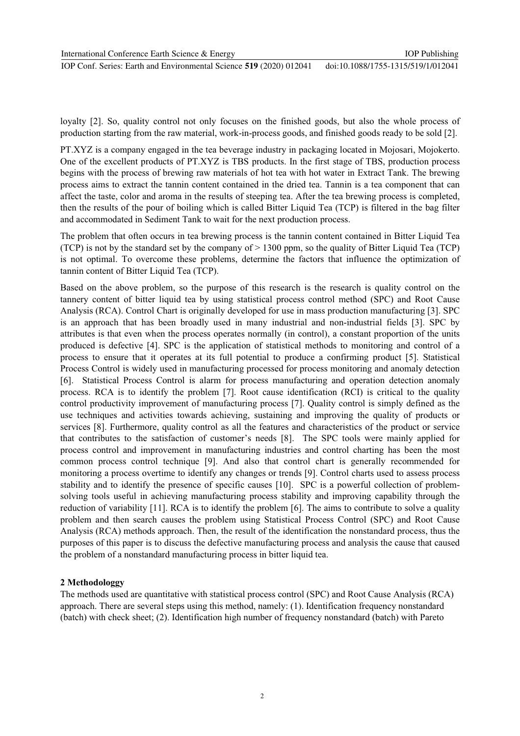loyalty [2]. So, quality control not only focuses on the finished goods, but also the whole process of production starting from the raw material, work-in-process goods, and finished goods ready to be sold [2].

PT.XYZ is a company engaged in the tea beverage industry in packaging located in Mojosari, Mojokerto. One of the excellent products of PT.XYZ is TBS products. In the first stage of TBS, production process begins with the process of brewing raw materials of hot tea with hot water in Extract Tank. The brewing process aims to extract the tannin content contained in the dried tea. Tannin is a tea component that can affect the taste, color and aroma in the results of steeping tea. After the tea brewing process is completed, then the results of the pour of boiling which is called Bitter Liquid Tea (TCP) is filtered in the bag filter and accommodated in Sediment Tank to wait for the next production process.

The problem that often occurs in tea brewing process is the tannin content contained in Bitter Liquid Tea (TCP) is not by the standard set by the company of > 1300 ppm, so the quality of Bitter Liquid Tea (TCP) is not optimal. To overcome these problems, determine the factors that influence the optimization of tannin content of Bitter Liquid Tea (TCP).

Based on the above problem, so the purpose of this research is the research is quality control on the tannery content of bitter liquid tea by using statistical process control method (SPC) and Root Cause Analysis (RCA). Control Chart is originally developed for use in mass production manufacturing [3]. SPC is an approach that has been broadly used in many industrial and non-industrial fields [3]. SPC by attributes is that even when the process operates normally (in control), a constant proportion of the units produced is defective [4]. SPC is the application of statistical methods to monitoring and control of a process to ensure that it operates at its full potential to produce a confirming product [5]. Statistical Process Control is widely used in manufacturing processed for process monitoring and anomaly detection [6]. Statistical Process Control is alarm for process manufacturing and operation detection anomaly process. RCA is to identify the problem [7]. Root cause identification (RCI) is critical to the quality control productivity improvement of manufacturing process [7]. Quality control is simply defined as the use techniques and activities towards achieving, sustaining and improving the quality of products or services [8]. Furthermore, quality control as all the features and characteristics of the product or service that contributes to the satisfaction of customer's needs [8]. The SPC tools were mainly applied for process control and improvement in manufacturing industries and control charting has been the most common process control technique [9]. And also that control chart is generally recommended for monitoring a process overtime to identify any changes or trends [9]. Control charts used to assess process stability and to identify the presence of specific causes [10]. SPC is a powerful collection of problem-solving tools useful in achieving manufacturing process stability and improving capability through the reduction of variability [11]. RCA is to identify the problem [6]. The aims to contribute to solve a quality problem and then search causes the problem using Statistical Process Control (SPC) and Root Cause Analysis (RCA) methods approach. Then, the result of the identification the nonstandard process, thus the purposes of this paper is to discuss the defective manufacturing process and analysis the cause that caused the problem of a nonstandard manufacturing process in bitter liquid tea.

## 2 Methodologgy

The methods used are quantitative with statistical process control (SPC) and Root Cause Analysis (RCA) approach. There are several steps using this method, namely: (1). Identification frequency nonstandard (batch) with check sheet; (2). Identification high number of frequency nonstandard (batch) with Pareto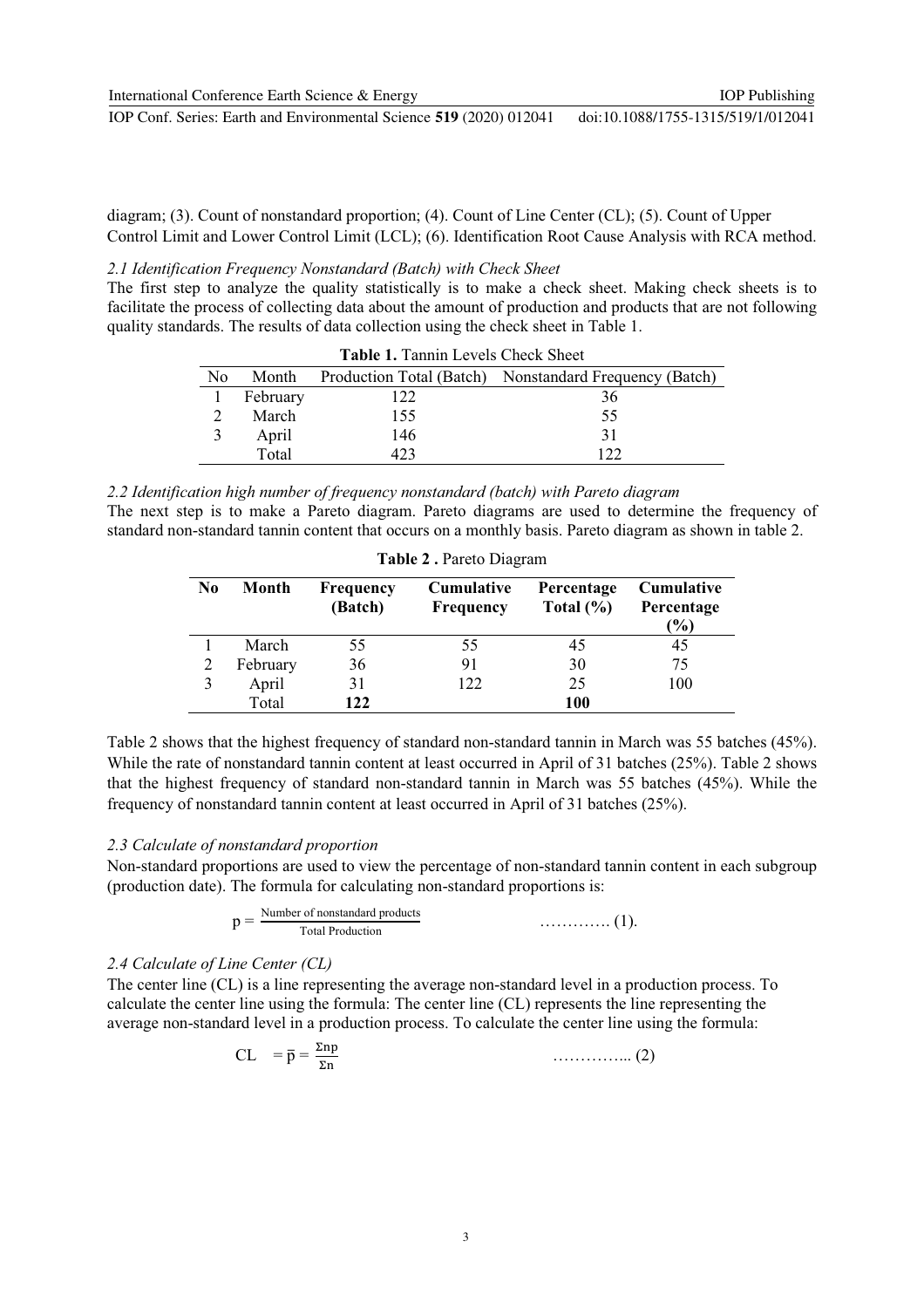diagram; (3). Count of nonstandard proportion; (4). Count of Line Center (CL); (5). Count of Upper Control Limit and Lower Control Limit (LCL); (6). Identification Root Cause Analysis with RCA method.

*2.1 Identification Frequency Nonstandard (Batch) with Check Sheet*

The first step to analyze the quality statistically is to make a check sheet. Making check sheets is to facilitate the process of collecting data about the amount of production and products that are not following quality standards. The results of data collection using the check sheet in Table 1.

**Table 1.** Tannin Levels Check Sheet

| No | Month | Production Total (Batch) | Nonstandard Frequency (Batch) |
|---|---|---|---|
| 1 | February | 122 | 36 |
| 2 | March | 155 | 55 |
| 3 | April | 146 | 31 |
| | Total | 423 | 122 |

*2.2 Identification high number of frequency nonstandard (batch) with Pareto diagram*

The next step is to make a Pareto diagram. Pareto diagrams are used to determine the frequency of standard non-standard tannin content that occurs on a monthly basis. Pareto diagram as shown in table 2.

**Table 2 .** Pareto Diagram

| **No** | **Month** | **Frequency (Batch)** | **Cumulative Frequency** | **Percentage Total (%)** | **Cumulative Percentage (%)** |
|---|---|---|---|---|---|
| 1 | March | 55 | 55 | 45 | 45 |
| 2 | February | 36 | 91 | 30 | 75 |
| 3 | April | 31 | 122 | 25 | 100 |
| | Total | **122** | | **100** | |

Table 2 shows that the highest frequency of standard non-standard tannin in March was 55 batches (45%). While the rate of nonstandard tannin content at least occurred in April of 31 batches (25%). Table 2 shows that the highest frequency of standard non-standard tannin in March was 55 batches (45%). While the frequency of nonstandard tannin content at least occurred in April of 31 batches (25%).

*2.3 Calculate of nonstandard proportion*

Non-standard proportions are used to view the percentage of non-standard tannin content in each subgroup (production date). The formula for calculating non-standard proportions is:

$$p = \frac{\text{Number of nonstandard products}}{\text{Total Production}} \quad \text{…………. (1).}$$

*2.4 Calculate of Line Center (CL)*

The center line (CL) is a line representing the average non-standard level in a production process. To calculate the center line using the formula: The center line (CL) represents the line representing the average non-standard level in a production process. To calculate the center line using the formula:

$$CL \;= \bar{p} = \frac{\Sigma np}{\Sigma n} \quad \text{…………... (2)}$$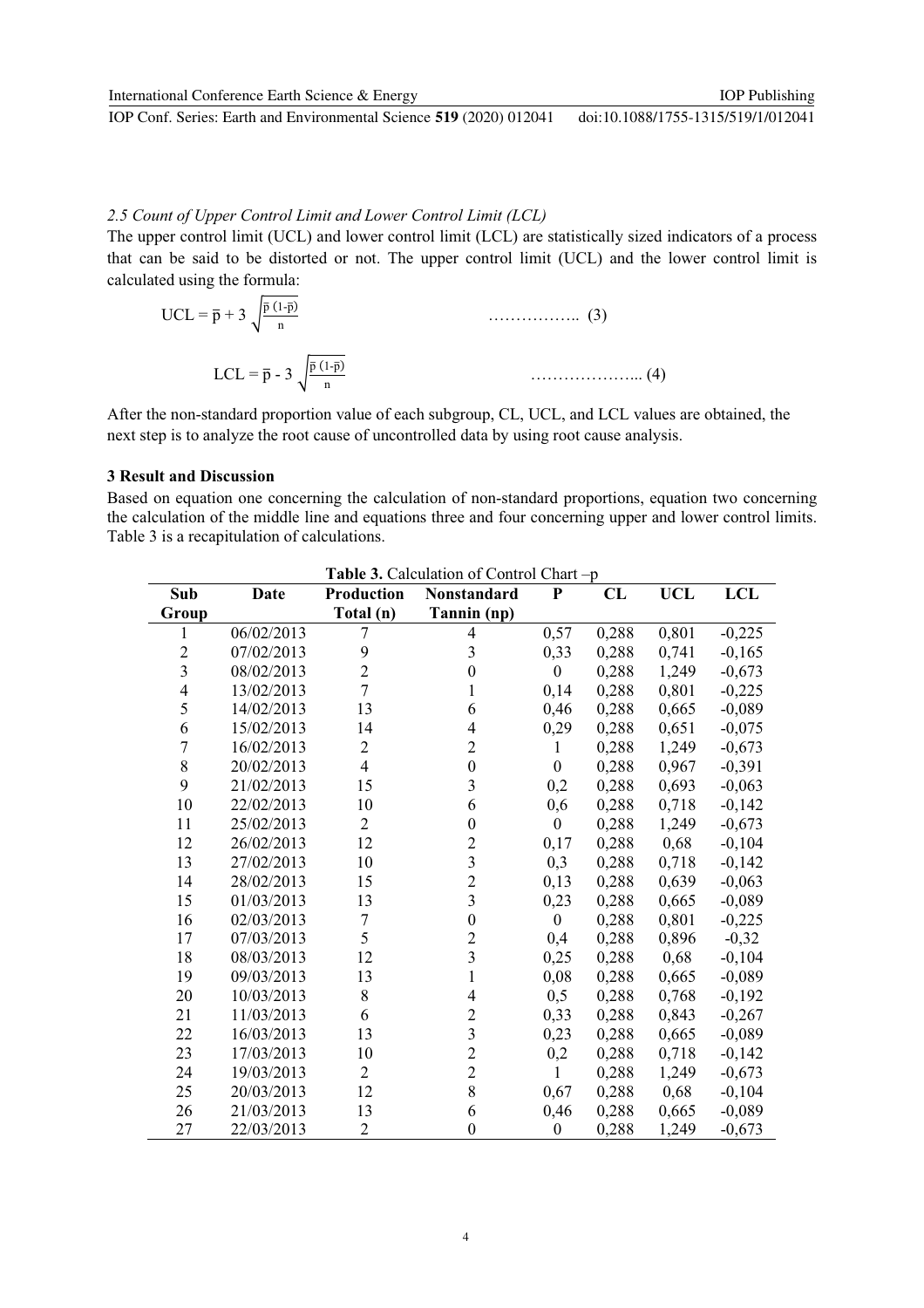### 2.5 Count of Upper Control Limit and Lower Control Limit (LCL)

The upper control limit (UCL) and lower control limit (LCL) are statistically sized indicators of a process that can be said to be distorted or not. The upper control limit (UCL) and the lower control limit is calculated using the formula:

$$UCL = \bar{p} + 3\sqrt{\frac{\bar{p}\,(1-\bar{p})}{n}} \quad \text{.................. (3)}$$

$$LCL = \bar{p} - 3\sqrt{\frac{\bar{p}\,(1-\bar{p})}{n}} \quad \text{..................... (4)}$$

After the non-standard proportion value of each subgroup, CL, UCL, and LCL values are obtained, the next step is to analyze the root cause of uncontrolled data by using root cause analysis.

## 3 Result and Discussion

Based on equation one concerning the calculation of non-standard proportions, equation two concerning the calculation of the middle line and equations three and four concerning upper and lower control limits. Table 3 is a recapitulation of calculations.

**Table 3.** Calculation of Control Chart –p

| Sub Group | Date | Production Total (n) | Nonstandard Tannin (np) | P | CL | UCL | LCL |
|---|---|---|---|---|---|---|---|
| 1 | 06/02/2013 | 7 | 4 | 0,57 | 0,288 | 0,801 | -0,225 |
| 2 | 07/02/2013 | 9 | 3 | 0,33 | 0,288 | 0,741 | -0,165 |
| 3 | 08/02/2013 | 2 | 0 | 0 | 0,288 | 1,249 | -0,673 |
| 4 | 13/02/2013 | 7 | 1 | 0,14 | 0,288 | 0,801 | -0,225 |
| 5 | 14/02/2013 | 13 | 6 | 0,46 | 0,288 | 0,665 | -0,089 |
| 6 | 15/02/2013 | 14 | 4 | 0,29 | 0,288 | 0,651 | -0,075 |
| 7 | 16/02/2013 | 2 | 2 | 1 | 0,288 | 1,249 | -0,673 |
| 8 | 20/02/2013 | 4 | 0 | 0 | 0,288 | 0,967 | -0,391 |
| 9 | 21/02/2013 | 15 | 3 | 0,2 | 0,288 | 0,693 | -0,063 |
| 10 | 22/02/2013 | 10 | 6 | 0,6 | 0,288 | 0,718 | -0,142 |
| 11 | 25/02/2013 | 2 | 0 | 0 | 0,288 | 1,249 | -0,673 |
| 12 | 26/02/2013 | 12 | 2 | 0,17 | 0,288 | 0,68 | -0,104 |
| 13 | 27/02/2013 | 10 | 3 | 0,3 | 0,288 | 0,718 | -0,142 |
| 14 | 28/02/2013 | 15 | 2 | 0,13 | 0,288 | 0,639 | -0,063 |
| 15 | 01/03/2013 | 13 | 3 | 0,23 | 0,288 | 0,665 | -0,089 |
| 16 | 02/03/2013 | 7 | 0 | 0 | 0,288 | 0,801 | -0,225 |
| 17 | 07/03/2013 | 5 | 2 | 0,4 | 0,288 | 0,896 | -0,32 |
| 18 | 08/03/2013 | 12 | 3 | 0,25 | 0,288 | 0,68 | -0,104 |
| 19 | 09/03/2013 | 13 | 1 | 0,08 | 0,288 | 0,665 | -0,089 |
| 20 | 10/03/2013 | 8 | 4 | 0,5 | 0,288 | 0,768 | -0,192 |
| 21 | 11/03/2013 | 6 | 2 | 0,33 | 0,288 | 0,843 | -0,267 |
| 22 | 16/03/2013 | 13 | 3 | 0,23 | 0,288 | 0,665 | -0,089 |
| 23 | 17/03/2013 | 10 | 2 | 0,2 | 0,288 | 0,718 | -0,142 |
| 24 | 19/03/2013 | 2 | 2 | 1 | 0,288 | 1,249 | -0,673 |
| 25 | 20/03/2013 | 12 | 8 | 0,67 | 0,288 | 0,68 | -0,104 |
| 26 | 21/03/2013 | 13 | 6 | 0,46 | 0,288 | 0,665 | -0,089 |
| 27 | 22/03/2013 | 2 | 0 | 0 | 0,288 | 1,249 | -0,673 |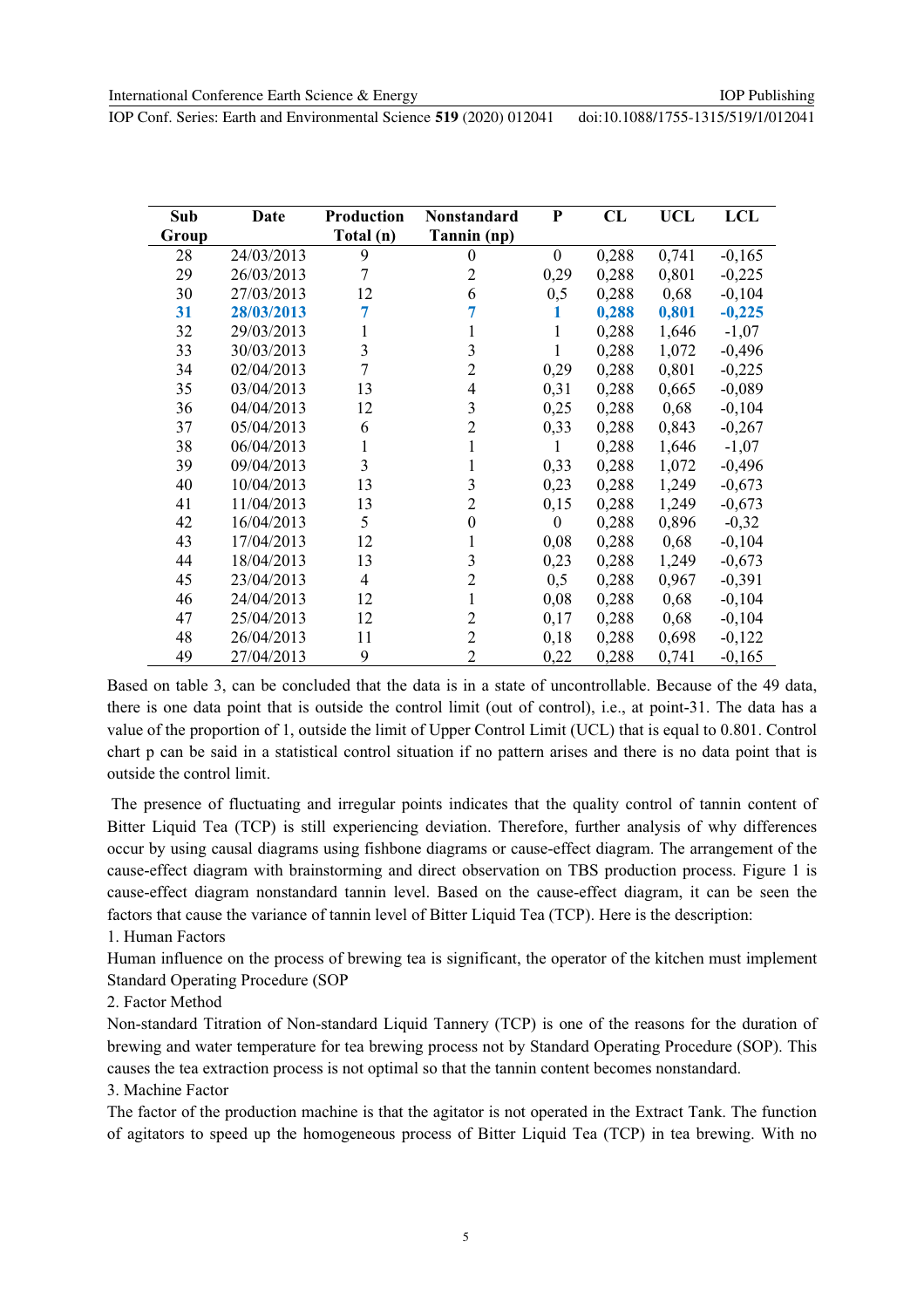| Sub Group | Date | Production Total (n) | Nonstandard Tannin (np) | P | CL | UCL | LCL |
|---|---|---|---|---|---|---|---|
| 28 | 24/03/2013 | 9 | 0 | 0 | 0,288 | 0,741 | -0,165 |
| 29 | 26/03/2013 | 7 | 2 | 0,29 | 0,288 | 0,801 | -0,225 |
| 30 | 27/03/2013 | 12 | 6 | 0,5 | 0,288 | 0,68 | -0,104 |
| **31** | **28/03/2013** | **7** | **7** | **1** | **0,288** | **0,801** | **-0,225** |
| 32 | 29/03/2013 | 1 | 1 | 1 | 0,288 | 1,646 | -1,07 |
| 33 | 30/03/2013 | 3 | 3 | 1 | 0,288 | 1,072 | -0,496 |
| 34 | 02/04/2013 | 7 | 2 | 0,29 | 0,288 | 0,801 | -0,225 |
| 35 | 03/04/2013 | 13 | 4 | 0,31 | 0,288 | 0,665 | -0,089 |
| 36 | 04/04/2013 | 12 | 3 | 0,25 | 0,288 | 0,68 | -0,104 |
| 37 | 05/04/2013 | 6 | 2 | 0,33 | 0,288 | 0,843 | -0,267 |
| 38 | 06/04/2013 | 1 | 1 | 1 | 0,288 | 1,646 | -1,07 |
| 39 | 09/04/2013 | 3 | 1 | 0,33 | 0,288 | 1,072 | -0,496 |
| 40 | 10/04/2013 | 13 | 3 | 0,23 | 0,288 | 1,249 | -0,673 |
| 41 | 11/04/2013 | 13 | 2 | 0,15 | 0,288 | 1,249 | -0,673 |
| 42 | 16/04/2013 | 5 | 0 | 0 | 0,288 | 0,896 | -0,32 |
| 43 | 17/04/2013 | 12 | 1 | 0,08 | 0,288 | 0,68 | -0,104 |
| 44 | 18/04/2013 | 13 | 3 | 0,23 | 0,288 | 1,249 | -0,673 |
| 45 | 23/04/2013 | 4 | 2 | 0,5 | 0,288 | 0,967 | -0,391 |
| 46 | 24/04/2013 | 12 | 1 | 0,08 | 0,288 | 0,68 | -0,104 |
| 47 | 25/04/2013 | 12 | 2 | 0,17 | 0,288 | 0,68 | -0,104 |
| 48 | 26/04/2013 | 11 | 2 | 0,18 | 0,288 | 0,698 | -0,122 |
| 49 | 27/04/2013 | 9 | 2 | 0,22 | 0,288 | 0,741 | -0,165 |

Based on table 3, can be concluded that the data is in a state of uncontrollable. Because of the 49 data, there is one data point that is outside the control limit (out of control), i.e., at point-31. The data has a value of the proportion of 1, outside the limit of Upper Control Limit (UCL) that is equal to 0.801. Control chart p can be said in a statistical control situation if no pattern arises and there is no data point that is outside the control limit.

The presence of fluctuating and irregular points indicates that the quality control of tannin content of Bitter Liquid Tea (TCP) is still experiencing deviation. Therefore, further analysis of why differences occur by using causal diagrams using fishbone diagrams or cause-effect diagram. The arrangement of the cause-effect diagram with brainstorming and direct observation on TBS production process. Figure 1 is cause-effect diagram nonstandard tannin level. Based on the cause-effect diagram, it can be seen the factors that cause the variance of tannin level of Bitter Liquid Tea (TCP). Here is the description:

1. Human Factors

Human influence on the process of brewing tea is significant, the operator of the kitchen must implement Standard Operating Procedure (SOP

2. Factor Method

Non-standard Titration of Non-standard Liquid Tannery (TCP) is one of the reasons for the duration of brewing and water temperature for tea brewing process not by Standard Operating Procedure (SOP). This causes the tea extraction process is not optimal so that the tannin content becomes nonstandard.

3. Machine Factor

The factor of the production machine is that the agitator is not operated in the Extract Tank. The function of agitators to speed up the homogeneous process of Bitter Liquid Tea (TCP) in tea brewing. With no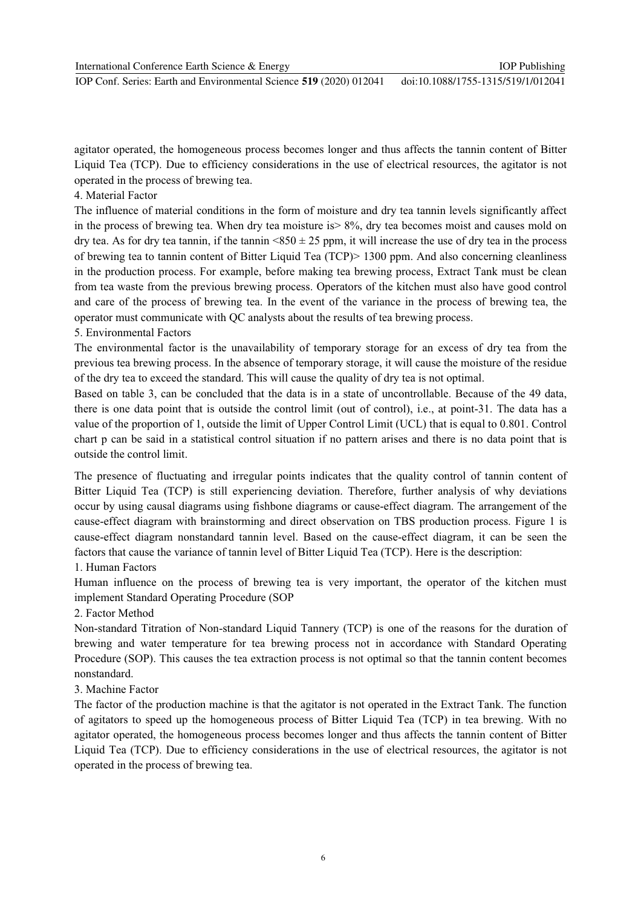agitator operated, the homogeneous process becomes longer and thus affects the tannin content of Bitter Liquid Tea (TCP). Due to efficiency considerations in the use of electrical resources, the agitator is not operated in the process of brewing tea.

4. Material Factor

The influence of material conditions in the form of moisture and dry tea tannin levels significantly affect in the process of brewing tea. When dry tea moisture is> 8%, dry tea becomes moist and causes mold on dry tea. As for dry tea tannin, if the tannin <850 ± 25 ppm, it will increase the use of dry tea in the process of brewing tea to tannin content of Bitter Liquid Tea (TCP)> 1300 ppm. And also concerning cleanliness in the production process. For example, before making tea brewing process, Extract Tank must be clean from tea waste from the previous brewing process. Operators of the kitchen must also have good control and care of the process of brewing tea. In the event of the variance in the process of brewing tea, the operator must communicate with QC analysts about the results of tea brewing process.

5. Environmental Factors

The environmental factor is the unavailability of temporary storage for an excess of dry tea from the previous tea brewing process. In the absence of temporary storage, it will cause the moisture of the residue of the dry tea to exceed the standard. This will cause the quality of dry tea is not optimal.

Based on table 3, can be concluded that the data is in a state of uncontrollable. Because of the 49 data, there is one data point that is outside the control limit (out of control), i.e., at point-31. The data has a value of the proportion of 1, outside the limit of Upper Control Limit (UCL) that is equal to 0.801. Control chart p can be said in a statistical control situation if no pattern arises and there is no data point that is outside the control limit.

The presence of fluctuating and irregular points indicates that the quality control of tannin content of Bitter Liquid Tea (TCP) is still experiencing deviation. Therefore, further analysis of why deviations occur by using causal diagrams using fishbone diagrams or cause-effect diagram. The arrangement of the cause-effect diagram with brainstorming and direct observation on TBS production process. Figure 1 is cause-effect diagram nonstandard tannin level. Based on the cause-effect diagram, it can be seen the factors that cause the variance of tannin level of Bitter Liquid Tea (TCP). Here is the description:

1. Human Factors

Human influence on the process of brewing tea is very important, the operator of the kitchen must implement Standard Operating Procedure (SOP

2. Factor Method

Non-standard Titration of Non-standard Liquid Tannery (TCP) is one of the reasons for the duration of brewing and water temperature for tea brewing process not in accordance with Standard Operating Procedure (SOP). This causes the tea extraction process is not optimal so that the tannin content becomes nonstandard.

3. Machine Factor

The factor of the production machine is that the agitator is not operated in the Extract Tank. The function of agitators to speed up the homogeneous process of Bitter Liquid Tea (TCP) in tea brewing. With no agitator operated, the homogeneous process becomes longer and thus affects the tannin content of Bitter Liquid Tea (TCP). Due to efficiency considerations in the use of electrical resources, the agitator is not operated in the process of brewing tea.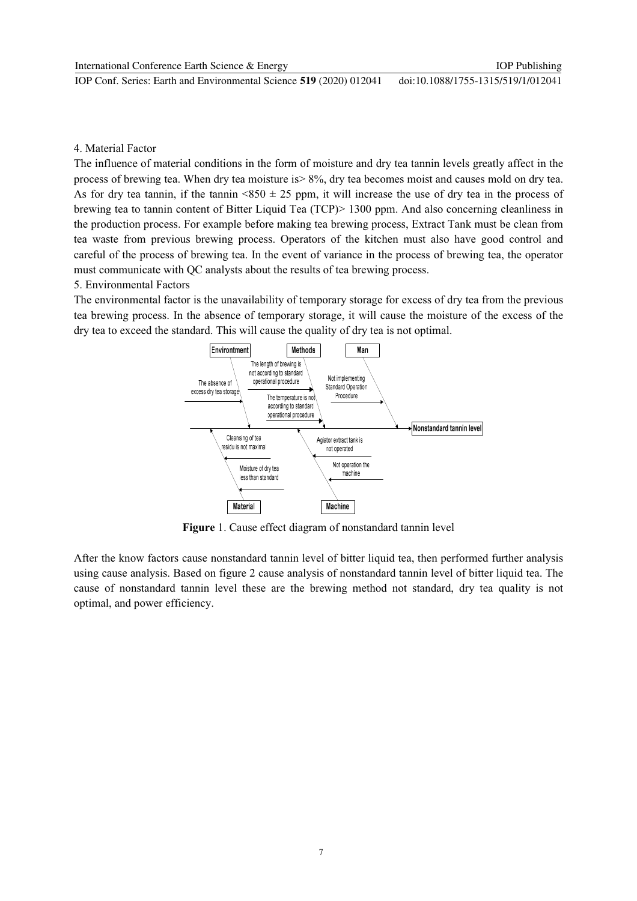4. Material Factor

The influence of material conditions in the form of moisture and dry tea tannin levels greatly affect in the process of brewing tea. When dry tea moisture is> 8%, dry tea becomes moist and causes mold on dry tea. As for dry tea tannin, if the tannin <850 ± 25 ppm, it will increase the use of dry tea in the process of brewing tea to tannin content of Bitter Liquid Tea (TCP)> 1300 ppm. And also concerning cleanliness in the production process. For example before making tea brewing process, Extract Tank must be clean from tea waste from previous brewing process. Operators of the kitchen must also have good control and careful of the process of brewing tea. In the event of variance in the process of brewing tea, the operator must communicate with QC analysts about the results of tea brewing process.

5. Environmental Factors

The environmental factor is the unavailability of temporary storage for excess of dry tea from the previous tea brewing process. In the absence of temporary storage, it will cause the moisture of the excess of the dry tea to exceed the standard. This will cause the quality of dry tea is not optimal.

Environtment | Methods | Man

The absence of excess dry tea storage

The length of brewing is not according to standard operational procedure

The temperature is not according to standard operational procedure

Not implementing Standard Operation Procedure

Nonstandard tannin level

Cleansing of tea residu is not maximal

Moisture of dry tea less than standard

Agiator extract tank is not operated

Not operation the machine

Material | Machine

**Figure** 1. Cause effect diagram of nonstandard tannin level

After the know factors cause nonstandard tannin level of bitter liquid tea, then performed further analysis using cause analysis. Based on figure 2 cause analysis of nonstandard tannin level of bitter liquid tea. The cause of nonstandard tannin level these are the brewing method not standard, dry tea quality is not optimal, and power efficiency.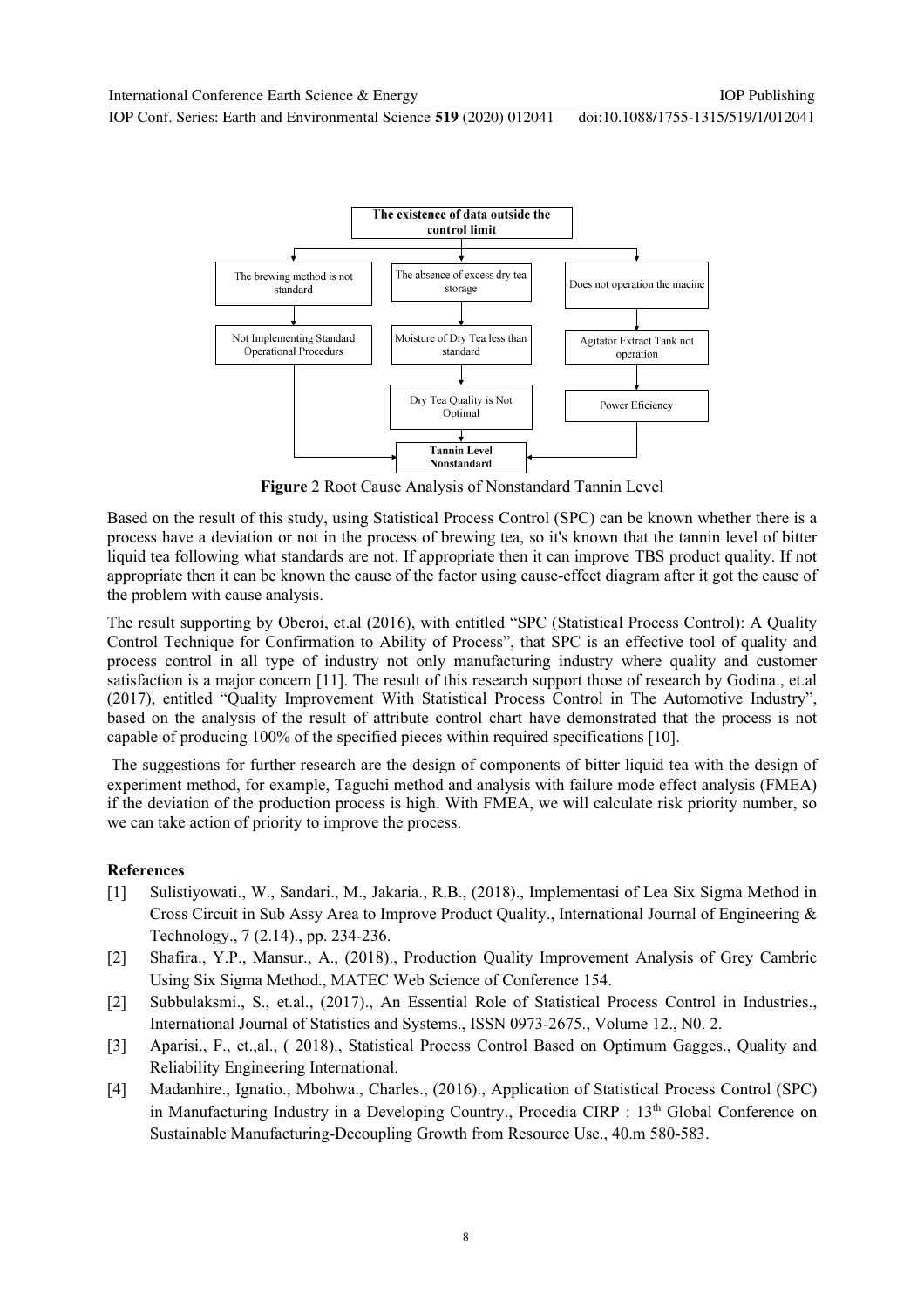The existence of data outside the control limit

- The brewing method is not standard → Not Implementing Standard Operational Procedurs → Tannin Level Nonstandard
- The absence of excess dry tea storage → Moisture of Dry Tea less than standard → Dry Tea Quality is Not Optimal → Tannin Level Nonstandard
- Does not operation the macine → Agitator Extract Tank not operation → Power Eficiency → Tannin Level Nonstandard

**Figure** 2 Root Cause Analysis of Nonstandard Tannin Level

Based on the result of this study, using Statistical Process Control (SPC) can be known whether there is a process have a deviation or not in the process of brewing tea, so it's known that the tannin level of bitter liquid tea following what standards are not. If appropriate then it can improve TBS product quality. If not appropriate then it can be known the cause of the factor using cause-effect diagram after it got the cause of the problem with cause analysis.

The result supporting by Oberoi, et.al (2016), with entitled "SPC (Statistical Process Control): A Quality Control Technique for Confirmation to Ability of Process", that SPC is an effective tool of quality and process control in all type of industry not only manufacturing industry where quality and customer satisfaction is a major concern [11]. The result of this research support those of research by Godina., et.al (2017), entitled "Quality Improvement With Statistical Process Control in The Automotive Industry", based on the analysis of the result of attribute control chart have demonstrated that the process is not capable of producing 100% of the specified pieces within required specifications [10].

The suggestions for further research are the design of components of bitter liquid tea with the design of experiment method, for example, Taguchi method and analysis with failure mode effect analysis (FMEA) if the deviation of the production process is high. With FMEA, we will calculate risk priority number, so we can take action of priority to improve the process.

## References

[1] Sulistiyowati., W., Sandari., M., Jakaria., R.B., (2018)., Implementasi of Lea Six Sigma Method in Cross Circuit in Sub Assy Area to Improve Product Quality., International Journal of Engineering & Technology., 7 (2.14)., pp. 234-236.

[2] Shafira., Y.P., Mansur., A., (2018)., Production Quality Improvement Analysis of Grey Cambric Using Six Sigma Method., MATEC Web Science of Conference 154.

[2] Subbulaksmi., S., et.al., (2017)., An Essential Role of Statistical Process Control in Industries., International Journal of Statistics and Systems., ISSN 0973-2675., Volume 12., N0. 2.

[3] Aparisi., F., et.,al., ( 2018)., Statistical Process Control Based on Optimum Gagges., Quality and Reliability Engineering International.

[4] Madanhire., Ignatio., Mbohwa., Charles., (2016)., Application of Statistical Process Control (SPC) in Manufacturing Industry in a Developing Country., Procedia CIRP : 13th Global Conference on Sustainable Manufacturing-Decoupling Growth from Resource Use., 40.m 580-583.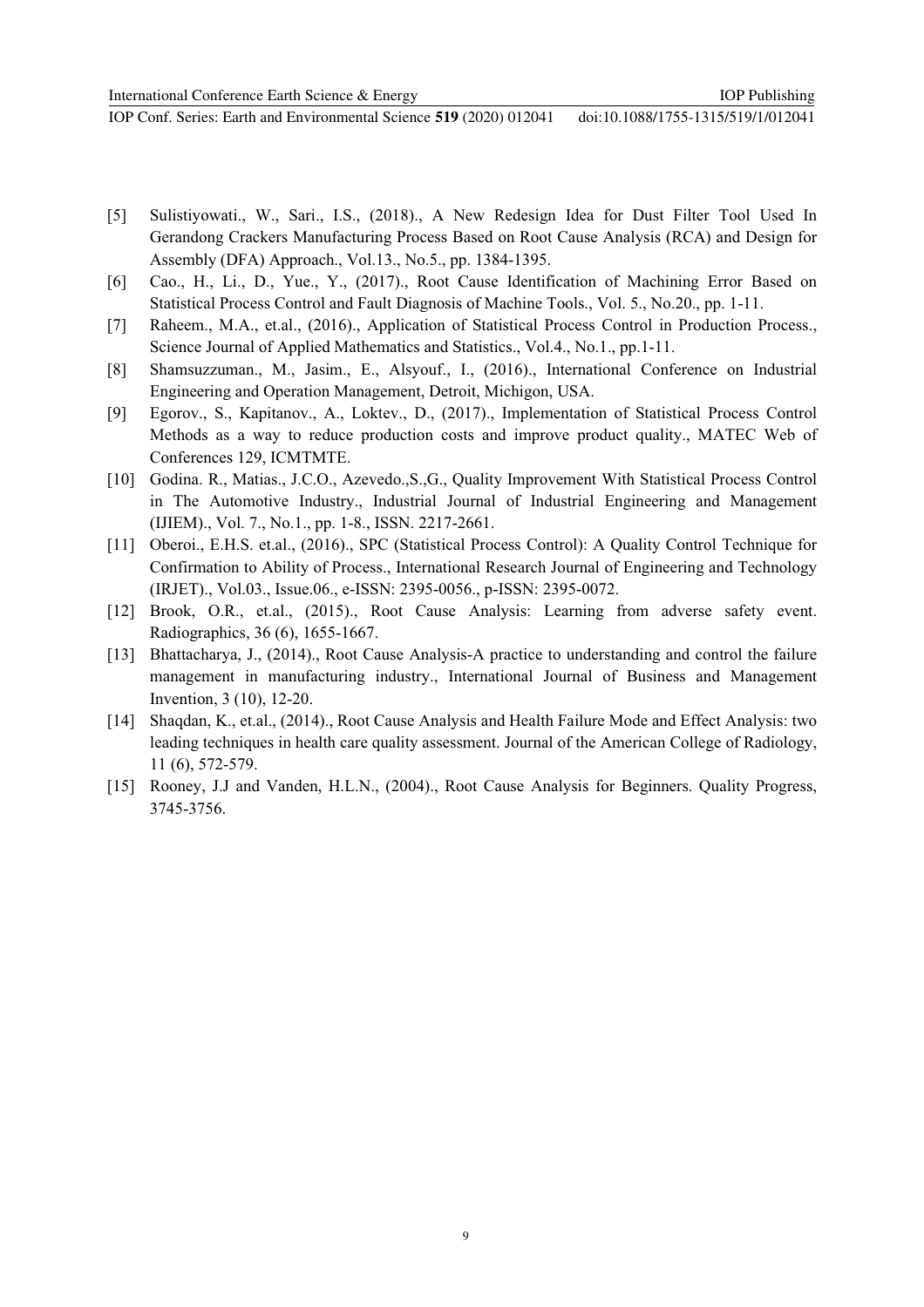[5] Sulistiyowati., W., Sari., I.S., (2018)., A New Redesign Idea for Dust Filter Tool Used In Gerandong Crackers Manufacturing Process Based on Root Cause Analysis (RCA) and Design for Assembly (DFA) Approach., Vol.13., No.5., pp. 1384-1395.

[6] Cao., H., Li., D., Yue., Y., (2017)., Root Cause Identification of Machining Error Based on Statistical Process Control and Fault Diagnosis of Machine Tools., Vol. 5., No.20., pp. 1-11.

[7] Raheem., M.A., et.al., (2016)., Application of Statistical Process Control in Production Process., Science Journal of Applied Mathematics and Statistics., Vol.4., No.1., pp.1-11.

[8] Shamsuzzuman., M., Jasim., E., Alsyouf., I., (2016)., International Conference on Industrial Engineering and Operation Management, Detroit, Michigon, USA.

[9] Egorov., S., Kapitanov., A., Loktev., D., (2017)., Implementation of Statistical Process Control Methods as a way to reduce production costs and improve product quality., MATEC Web of Conferences 129, ICMTMTE.

[10] Godina. R., Matias., J.C.O., Azevedo.,S.,G., Quality Improvement With Statistical Process Control in The Automotive Industry., Industrial Journal of Industrial Engineering and Management (IJIEM)., Vol. 7., No.1., pp. 1-8., ISSN. 2217-2661.

[11] Oberoi., E.H.S. et.al., (2016)., SPC (Statistical Process Control): A Quality Control Technique for Confirmation to Ability of Process., International Research Journal of Engineering and Technology (IRJET)., Vol.03., Issue.06., e-ISSN: 2395-0056., p-ISSN: 2395-0072.

[12] Brook, O.R., et.al., (2015)., Root Cause Analysis: Learning from adverse safety event. Radiographics, 36 (6), 1655-1667.

[13] Bhattacharya, J., (2014)., Root Cause Analysis-A practice to understanding and control the failure management in manufacturing industry., International Journal of Business and Management Invention, 3 (10), 12-20.

[14] Shaqdan, K., et.al., (2014)., Root Cause Analysis and Health Failure Mode and Effect Analysis: two leading techniques in health care quality assessment. Journal of the American College of Radiology, 11 (6), 572-579.

[15] Rooney, J.J and Vanden, H.L.N., (2004)., Root Cause Analysis for Beginners. Quality Progress, 3745-3756.